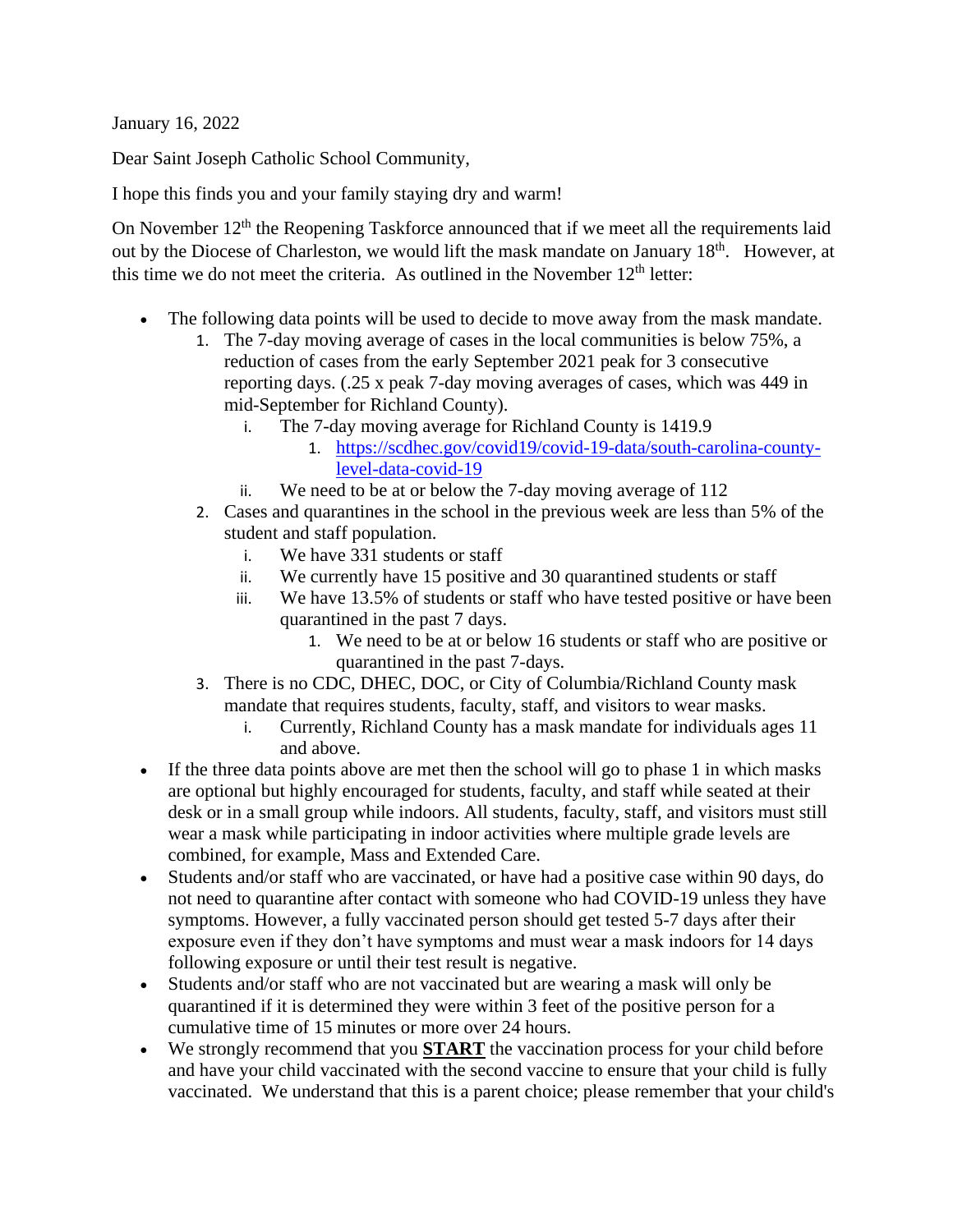January 16, 2022

Dear Saint Joseph Catholic School Community,

I hope this finds you and your family staying dry and warm!

On November 12th the Reopening Taskforce announced that if we meet all the requirements laid out by the Diocese of Charleston, we would lift the mask mandate on January 18th. However, at this time we do not meet the criteria. As outlined in the November 12th letter:

- The following data points will be used to decide to move away from the mask mandate.
  1. The 7-day moving average of cases in the local communities is below 75%, a reduction of cases from the early September 2021 peak for 3 consecutive reporting days. (.25 x peak 7-day moving averages of cases, which was 449 in mid-September for Richland County).
     - i. The 7-day moving average for Richland County is 1419.9
       1. [https://scdhec.gov/covid19/covid-19-data/south-carolina-county-level-data-covid-19](https://scdhec.gov/covid19/covid-19-data/south-carolina-county-level-data-covid-19)
     - ii. We need to be at or below the 7-day moving average of 112
  2. Cases and quarantines in the school in the previous week are less than 5% of the student and staff population.
     - i. We have 331 students or staff
     - ii. We currently have 15 positive and 30 quarantined students or staff
     - iii. We have 13.5% of students or staff who have tested positive or have been quarantined in the past 7 days.
       1. We need to be at or below 16 students or staff who are positive or quarantined in the past 7-days.
  3. There is no CDC, DHEC, DOC, or City of Columbia/Richland County mask mandate that requires students, faculty, staff, and visitors to wear masks.
     - i. Currently, Richland County has a mask mandate for individuals ages 11 and above.
- If the three data points above are met then the school will go to phase 1 in which masks are optional but highly encouraged for students, faculty, and staff while seated at their desk or in a small group while indoors. All students, faculty, staff, and visitors must still wear a mask while participating in indoor activities where multiple grade levels are combined, for example, Mass and Extended Care.
- Students and/or staff who are vaccinated, or have had a positive case within 90 days, do not need to quarantine after contact with someone who had COVID-19 unless they have symptoms. However, a fully vaccinated person should get tested 5-7 days after their exposure even if they don't have symptoms and must wear a mask indoors for 14 days following exposure or until their test result is negative.
- Students and/or staff who are not vaccinated but are wearing a mask will only be quarantined if it is determined they were within 3 feet of the positive person for a cumulative time of 15 minutes or more over 24 hours.
- We strongly recommend that you <u>**START**</u> the vaccination process for your child before and have your child vaccinated with the second vaccine to ensure that your child is fully vaccinated. We understand that this is a parent choice; please remember that your child's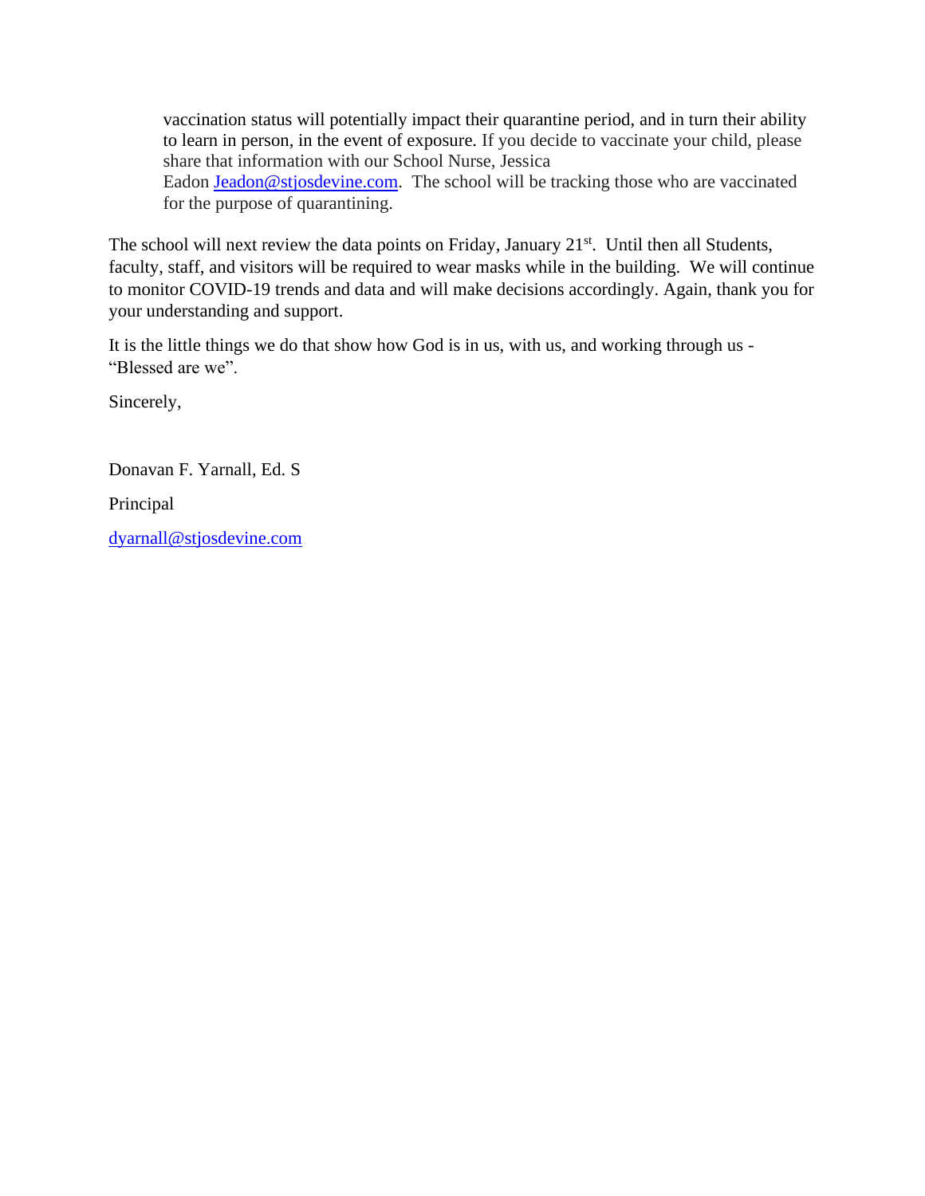vaccination status will potentially impact their quarantine period, and in turn their ability to learn in person, in the event of exposure. If you decide to vaccinate your child, please share that information with our School Nurse, Jessica Eadon Jeadon@stjosdevine.com. The school will be tracking those who are vaccinated for the purpose of quarantining.

The school will next review the data points on Friday, January 21st. Until then all Students, faculty, staff, and visitors will be required to wear masks while in the building. We will continue to monitor COVID-19 trends and data and will make decisions accordingly. Again, thank you for your understanding and support.

It is the little things we do that show how God is in us, with us, and working through us - "Blessed are we".

Sincerely,

Donavan F. Yarnall, Ed. S

Principal

dyarnall@stjosdevine.com